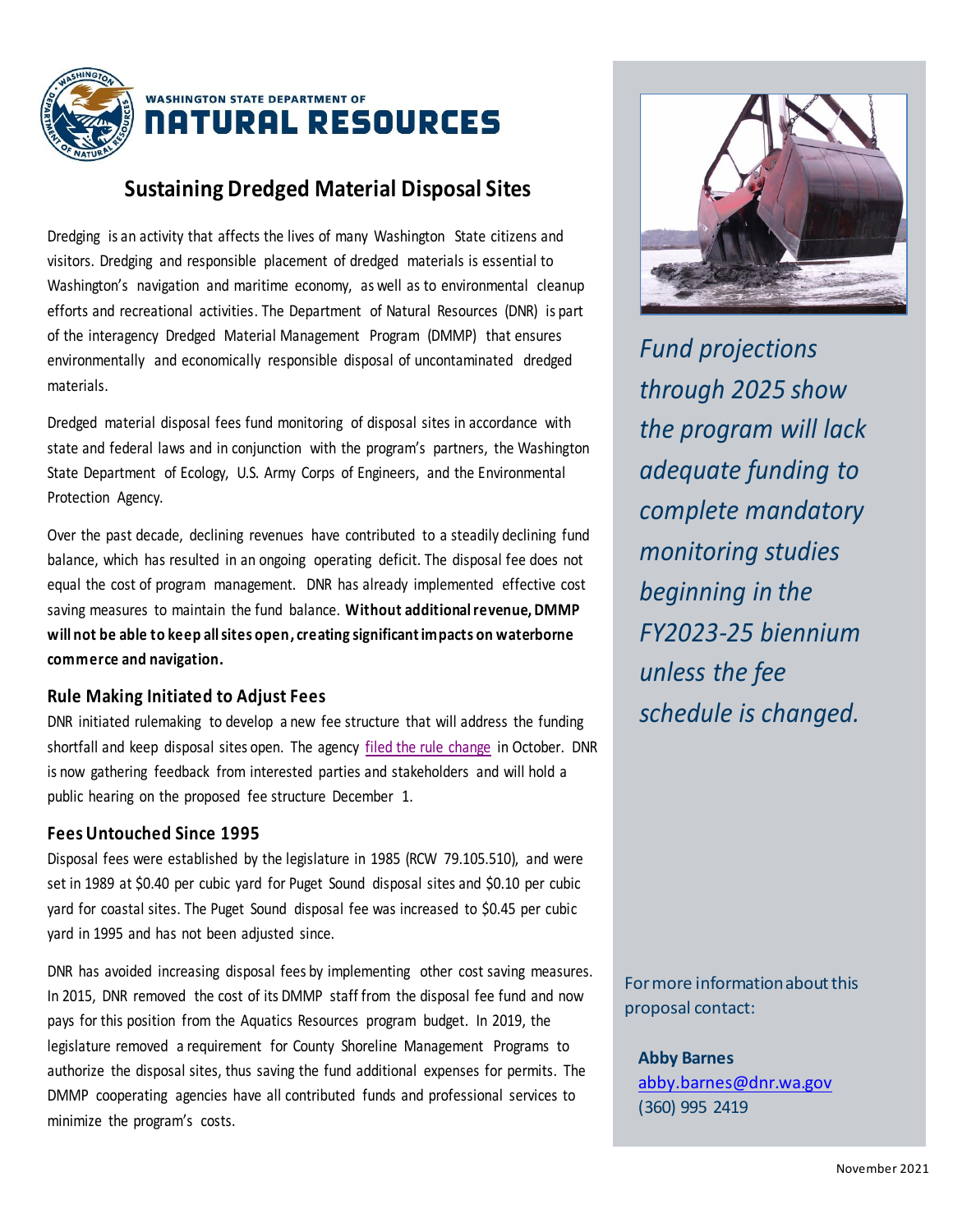WASHINGTON STATE DEPARTMENT OF
**NATURAL RESOURCES**

# Sustaining Dredged Material Disposal Sites

Dredging is an activity that affects the lives of many Washington State citizens and visitors. Dredging and responsible placement of dredged materials is essential to Washington's navigation and maritime economy, as well as to environmental cleanup efforts and recreational activities. The Department of Natural Resources (DNR) is part of the interagency Dredged Material Management Program (DMMP) that ensures environmentally and economically responsible disposal of uncontaminated dredged materials.

Dredged material disposal fees fund monitoring of disposal sites in accordance with state and federal laws and in conjunction with the program's partners, the Washington State Department of Ecology, U.S. Army Corps of Engineers, and the Environmental Protection Agency.

Over the past decade, declining revenues have contributed to a steadily declining fund balance, which has resulted in an ongoing operating deficit. The disposal fee does not equal the cost of program management. DNR has already implemented effective cost saving measures to maintain the fund balance. **Without additional revenue, DMMP will not be able to keep all sites open, creating significant impacts on waterborne commerce and navigation.**

## Rule Making Initiated to Adjust Fees

DNR initiated rulemaking to develop a new fee structure that will address the funding shortfall and keep disposal sites open. The agency filed the rule change in October. DNR is now gathering feedback from interested parties and stakeholders and will hold a public hearing on the proposed fee structure December 1.

## Fees Untouched Since 1995

Disposal fees were established by the legislature in 1985 (RCW 79.105.510), and were set in 1989 at $0.40 per cubic yard for Puget Sound disposal sites and $0.10 per cubic yard for coastal sites. The Puget Sound disposal fee was increased to $0.45 per cubic yard in 1995 and has not been adjusted since.

DNR has avoided increasing disposal fees by implementing other cost saving measures. In 2015, DNR removed the cost of its DMMP staff from the disposal fee fund and now pays for this position from the Aquatics Resources program budget. In 2019, the legislature removed a requirement for County Shoreline Management Programs to authorize the disposal sites, thus saving the fund additional expenses for permits. The DMMP cooperating agencies have all contributed funds and professional services to minimize the program's costs.

*Fund projections through 2025 show the program will lack adequate funding to complete mandatory monitoring studies beginning in the FY2023-25 biennium unless the fee schedule is changed.*

For more information about this proposal contact:

**Abby Barnes**
abby.barnes@dnr.wa.gov
(360) 995 2419

November 2021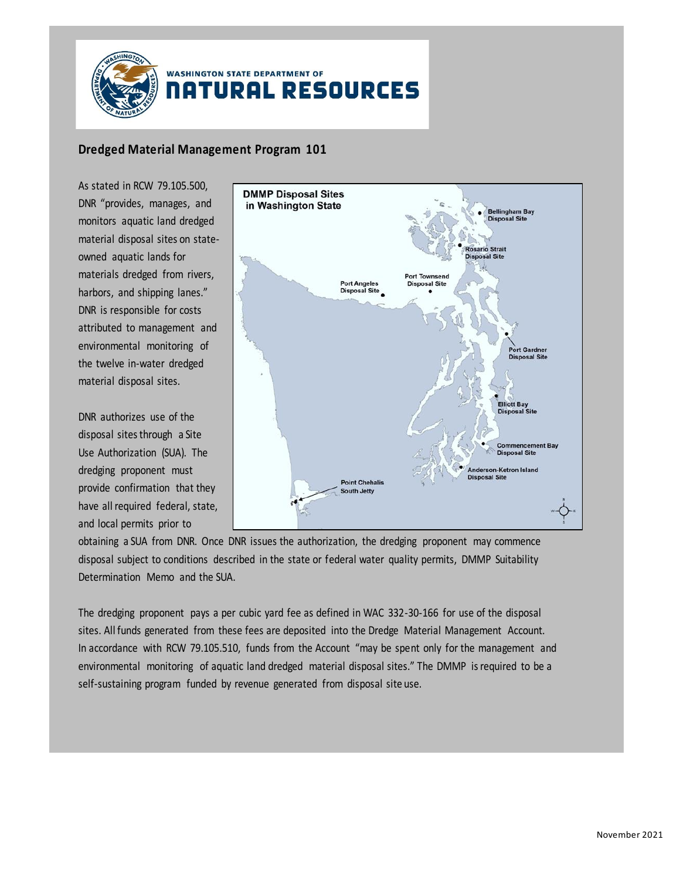**WASHINGTON STATE DEPARTMENT OF**
**NATURAL RESOURCES**

## Dredged Material Management Program 101

As stated in RCW 79.105.500, DNR "provides, manages, and monitors aquatic land dredged material disposal sites on state-owned aquatic lands for materials dredged from rivers, harbors, and shipping lanes." DNR is responsible for costs attributed to management and environmental monitoring of the twelve in-water dredged material disposal sites.

DMMP Disposal Sites in Washington State

Bellingham Bay Disposal Site

Rosario Strait Disposal Site

Port Townsend Disposal Site

Port Angeles Disposal Site

Port Gardner Disposal Site

Elliott Bay Disposal Site

Commencement Bay Disposal Site

Anderson-Ketron Island Disposal Site

Point Chehalis South Jetty

DNR authorizes use of the disposal sites through a Site Use Authorization (SUA). The dredging proponent must provide confirmation that they have all required federal, state, and local permits prior to obtaining a SUA from DNR. Once DNR issues the authorization, the dredging proponent may commence disposal subject to conditions described in the state or federal water quality permits, DMMP Suitability Determination Memo and the SUA.

The dredging proponent pays a per cubic yard fee as defined in WAC 332-30-166 for use of the disposal sites. All funds generated from these fees are deposited into the Dredge Material Management Account. In accordance with RCW 79.105.510, funds from the Account "may be spent only for the management and environmental monitoring of aquatic land dredged material disposal sites." The DMMP is required to be a self-sustaining program funded by revenue generated from disposal site use.

November 2021